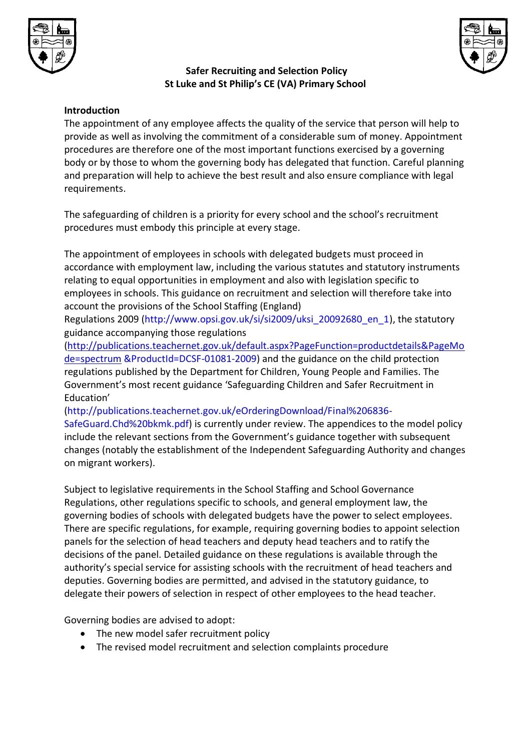# Safer Recruiting and Selection Policy
## St Luke and St Philip's CE (VA) Primary School

**Introduction**

The appointment of any employee affects the quality of the service that person will help to provide as well as involving the commitment of a considerable sum of money. Appointment procedures are therefore one of the most important functions exercised by a governing body or by those to whom the governing body has delegated that function. Careful planning and preparation will help to achieve the best result and also ensure compliance with legal requirements.

The safeguarding of children is a priority for every school and the school's recruitment procedures must embody this principle at every stage.

The appointment of employees in schools with delegated budgets must proceed in accordance with employment law, including the various statutes and statutory instruments relating to equal opportunities in employment and also with legislation specific to employees in schools. This guidance on recruitment and selection will therefore take into account the provisions of the School Staffing (England) Regulations 2009 (http://www.opsi.gov.uk/si/si2009/uksi_20092680_en_1), the statutory guidance accompanying those regulations (http://publications.teachernet.gov.uk/default.aspx?PageFunction=productdetails&PageMode=spectrum &ProductId=DCSF-01081-2009) and the guidance on the child protection regulations published by the Department for Children, Young People and Families. The Government's most recent guidance 'Safeguarding Children and Safer Recruitment in Education' (http://publications.teachernet.gov.uk/eOrderingDownload/Final%206836-SafeGuard.Chd%20bkmk.pdf) is currently under review. The appendices to the model policy include the relevant sections from the Government's guidance together with subsequent changes (notably the establishment of the Independent Safeguarding Authority and changes on migrant workers).

Subject to legislative requirements in the School Staffing and School Governance Regulations, other regulations specific to schools, and general employment law, the governing bodies of schools with delegated budgets have the power to select employees. There are specific regulations, for example, requiring governing bodies to appoint selection panels for the selection of head teachers and deputy head teachers and to ratify the decisions of the panel. Detailed guidance on these regulations is available through the authority's special service for assisting schools with the recruitment of head teachers and deputies. Governing bodies are permitted, and advised in the statutory guidance, to delegate their powers of selection in respect of other employees to the head teacher.

Governing bodies are advised to adopt:

- The new model safer recruitment policy
- The revised model recruitment and selection complaints procedure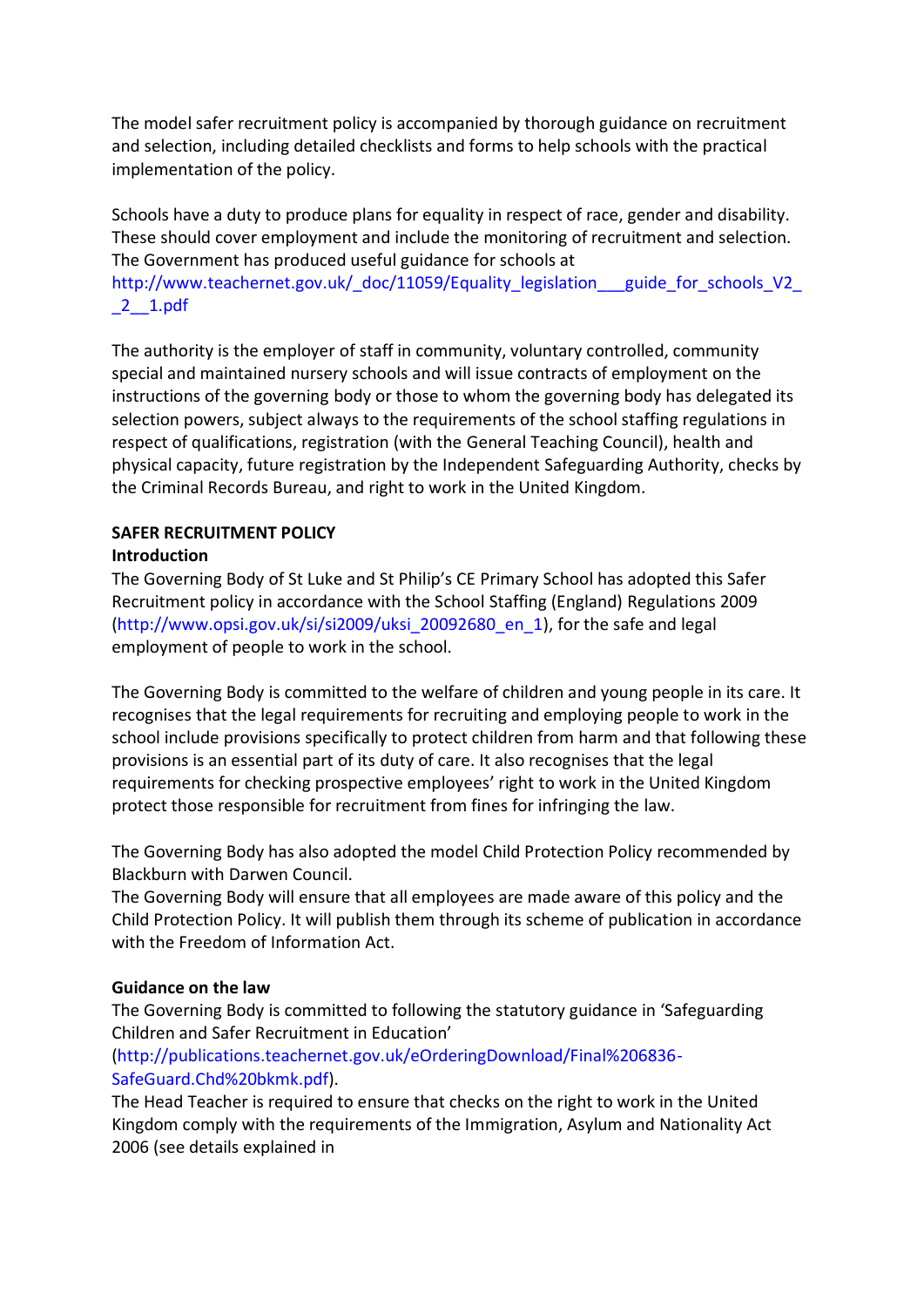The model safer recruitment policy is accompanied by thorough guidance on recruitment and selection, including detailed checklists and forms to help schools with the practical implementation of the policy.

Schools have a duty to produce plans for equality in respect of race, gender and disability. These should cover employment and include the monitoring of recruitment and selection. The Government has produced useful guidance for schools at http://www.teachernet.gov.uk/_doc/11059/Equality_legislation___guide_for_schools_V2__2__1.pdf

The authority is the employer of staff in community, voluntary controlled, community special and maintained nursery schools and will issue contracts of employment on the instructions of the governing body or those to whom the governing body has delegated its selection powers, subject always to the requirements of the school staffing regulations in respect of qualifications, registration (with the General Teaching Council), health and physical capacity, future registration by the Independent Safeguarding Authority, checks by the Criminal Records Bureau, and right to work in the United Kingdom.

**SAFER RECRUITMENT POLICY**

**Introduction**

The Governing Body of St Luke and St Philip's CE Primary School has adopted this Safer Recruitment policy in accordance with the School Staffing (England) Regulations 2009 (http://www.opsi.gov.uk/si/si2009/uksi_20092680_en_1), for the safe and legal employment of people to work in the school.

The Governing Body is committed to the welfare of children and young people in its care. It recognises that the legal requirements for recruiting and employing people to work in the school include provisions specifically to protect children from harm and that following these provisions is an essential part of its duty of care. It also recognises that the legal requirements for checking prospective employees' right to work in the United Kingdom protect those responsible for recruitment from fines for infringing the law.

The Governing Body has also adopted the model Child Protection Policy recommended by Blackburn with Darwen Council.
The Governing Body will ensure that all employees are made aware of this policy and the Child Protection Policy. It will publish them through its scheme of publication in accordance with the Freedom of Information Act.

**Guidance on the law**

The Governing Body is committed to following the statutory guidance in 'Safeguarding Children and Safer Recruitment in Education' (http://publications.teachernet.gov.uk/eOrderingDownload/Final%206836-SafeGuard.Chd%20bkmk.pdf).
The Head Teacher is required to ensure that checks on the right to work in the United Kingdom comply with the requirements of the Immigration, Asylum and Nationality Act 2006 (see details explained in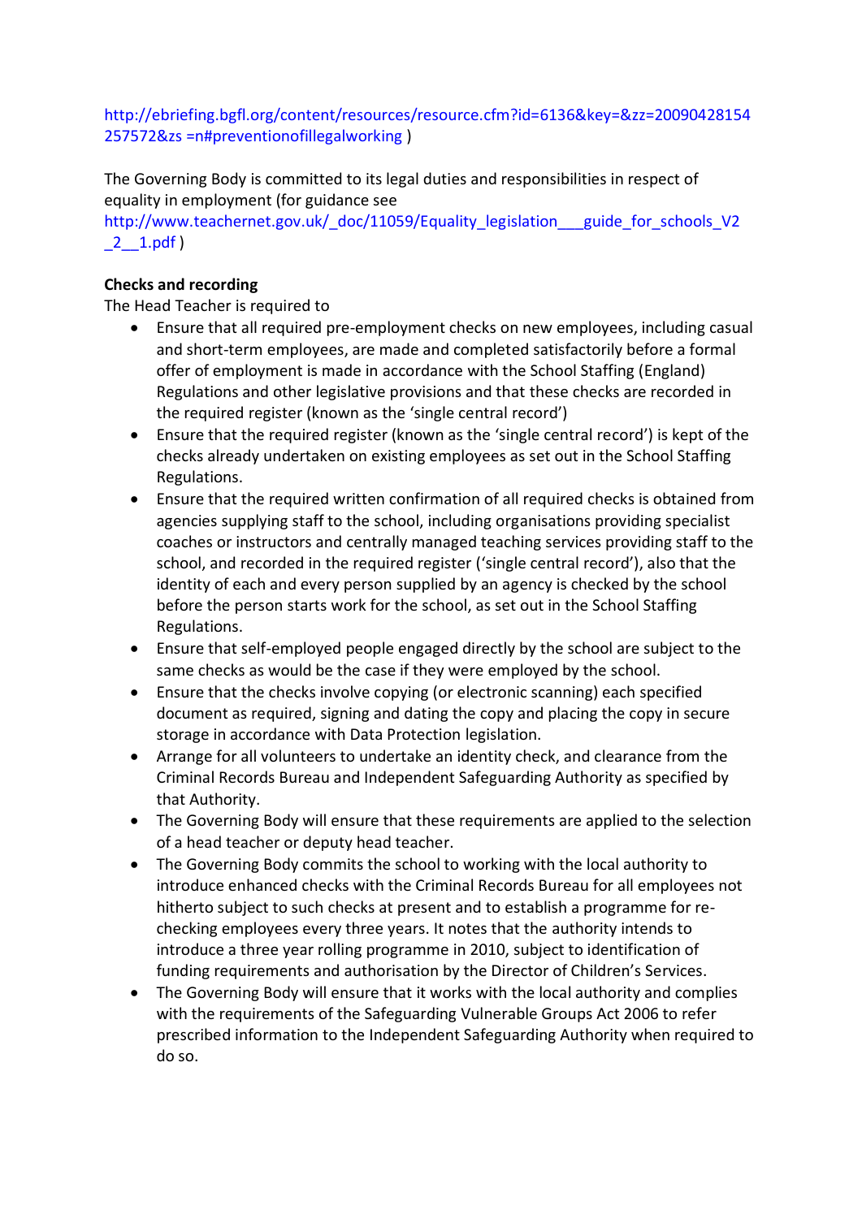http://ebriefing.bgfl.org/content/resources/resource.cfm?id=6136&key=&zz=20090428154257572&zs =n#preventionofillegalworking )

The Governing Body is committed to its legal duties and responsibilities in respect of equality in employment (for guidance see http://www.teachernet.gov.uk/_doc/11059/Equality_legislation___guide_for_schools_V2_2__1.pdf )

**Checks and recording**

The Head Teacher is required to

- Ensure that all required pre-employment checks on new employees, including casual and short-term employees, are made and completed satisfactorily before a formal offer of employment is made in accordance with the School Staffing (England) Regulations and other legislative provisions and that these checks are recorded in the required register (known as the 'single central record')
- Ensure that the required register (known as the 'single central record') is kept of the checks already undertaken on existing employees as set out in the School Staffing Regulations.
- Ensure that the required written confirmation of all required checks is obtained from agencies supplying staff to the school, including organisations providing specialist coaches or instructors and centrally managed teaching services providing staff to the school, and recorded in the required register ('single central record'), also that the identity of each and every person supplied by an agency is checked by the school before the person starts work for the school, as set out in the School Staffing Regulations.
- Ensure that self-employed people engaged directly by the school are subject to the same checks as would be the case if they were employed by the school.
- Ensure that the checks involve copying (or electronic scanning) each specified document as required, signing and dating the copy and placing the copy in secure storage in accordance with Data Protection legislation.
- Arrange for all volunteers to undertake an identity check, and clearance from the Criminal Records Bureau and Independent Safeguarding Authority as specified by that Authority.
- The Governing Body will ensure that these requirements are applied to the selection of a head teacher or deputy head teacher.
- The Governing Body commits the school to working with the local authority to introduce enhanced checks with the Criminal Records Bureau for all employees not hitherto subject to such checks at present and to establish a programme for re-checking employees every three years. It notes that the authority intends to introduce a three year rolling programme in 2010, subject to identification of funding requirements and authorisation by the Director of Children's Services.
- The Governing Body will ensure that it works with the local authority and complies with the requirements of the Safeguarding Vulnerable Groups Act 2006 to refer prescribed information to the Independent Safeguarding Authority when required to do so.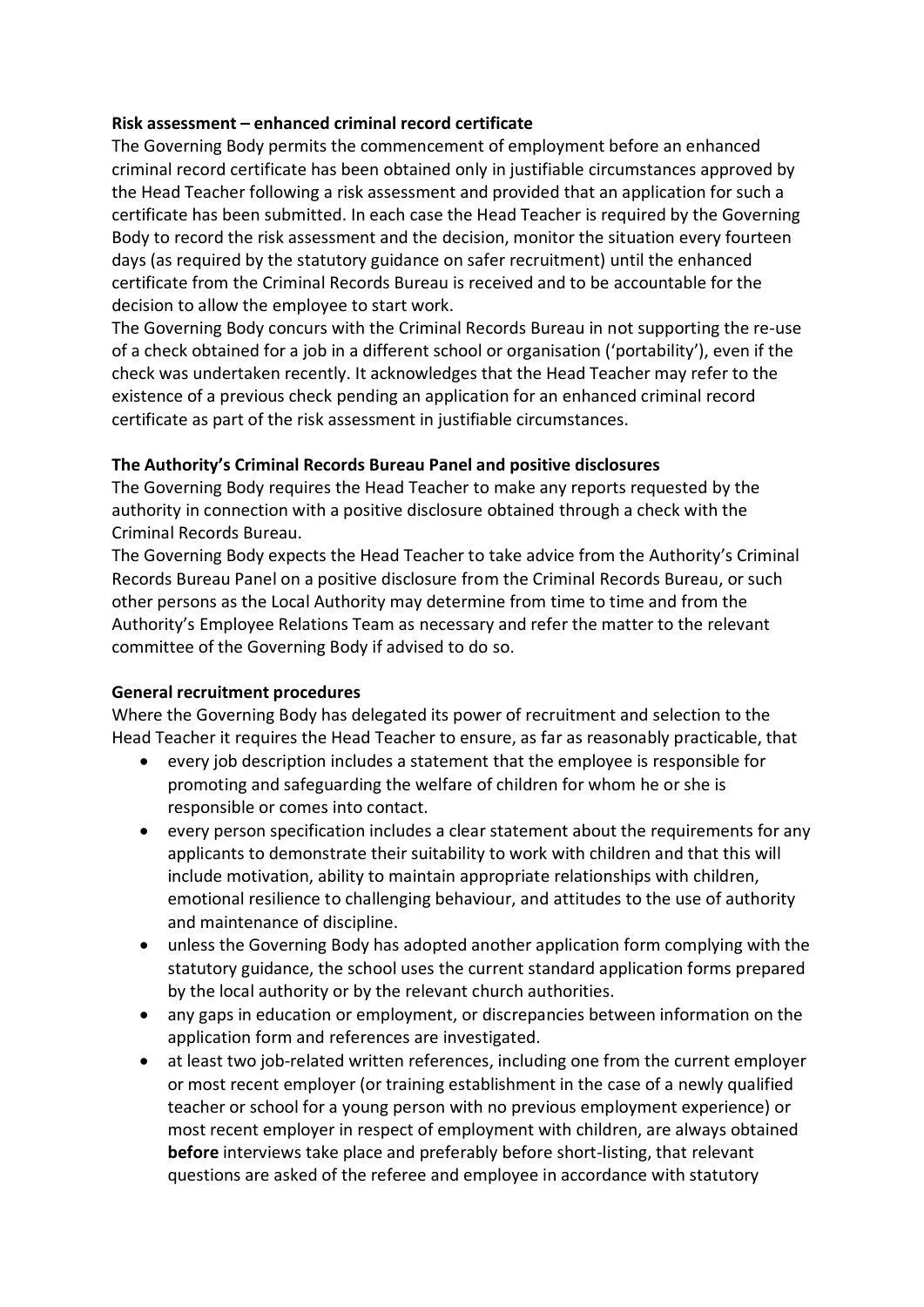**Risk assessment – enhanced criminal record certificate**

The Governing Body permits the commencement of employment before an enhanced criminal record certificate has been obtained only in justifiable circumstances approved by the Head Teacher following a risk assessment and provided that an application for such a certificate has been submitted. In each case the Head Teacher is required by the Governing Body to record the risk assessment and the decision, monitor the situation every fourteen days (as required by the statutory guidance on safer recruitment) until the enhanced certificate from the Criminal Records Bureau is received and to be accountable for the decision to allow the employee to start work.

The Governing Body concurs with the Criminal Records Bureau in not supporting the re-use of a check obtained for a job in a different school or organisation ('portability'), even if the check was undertaken recently. It acknowledges that the Head Teacher may refer to the existence of a previous check pending an application for an enhanced criminal record certificate as part of the risk assessment in justifiable circumstances.

**The Authority's Criminal Records Bureau Panel and positive disclosures**

The Governing Body requires the Head Teacher to make any reports requested by the authority in connection with a positive disclosure obtained through a check with the Criminal Records Bureau.

The Governing Body expects the Head Teacher to take advice from the Authority's Criminal Records Bureau Panel on a positive disclosure from the Criminal Records Bureau, or such other persons as the Local Authority may determine from time to time and from the Authority's Employee Relations Team as necessary and refer the matter to the relevant committee of the Governing Body if advised to do so.

**General recruitment procedures**

Where the Governing Body has delegated its power of recruitment and selection to the Head Teacher it requires the Head Teacher to ensure, as far as reasonably practicable, that

- every job description includes a statement that the employee is responsible for promoting and safeguarding the welfare of children for whom he or she is responsible or comes into contact.
- every person specification includes a clear statement about the requirements for any applicants to demonstrate their suitability to work with children and that this will include motivation, ability to maintain appropriate relationships with children, emotional resilience to challenging behaviour, and attitudes to the use of authority and maintenance of discipline.
- unless the Governing Body has adopted another application form complying with the statutory guidance, the school uses the current standard application forms prepared by the local authority or by the relevant church authorities.
- any gaps in education or employment, or discrepancies between information on the application form and references are investigated.
- at least two job-related written references, including one from the current employer or most recent employer (or training establishment in the case of a newly qualified teacher or school for a young person with no previous employment experience) or most recent employer in respect of employment with children, are always obtained **before** interviews take place and preferably before short-listing, that relevant questions are asked of the referee and employee in accordance with statutory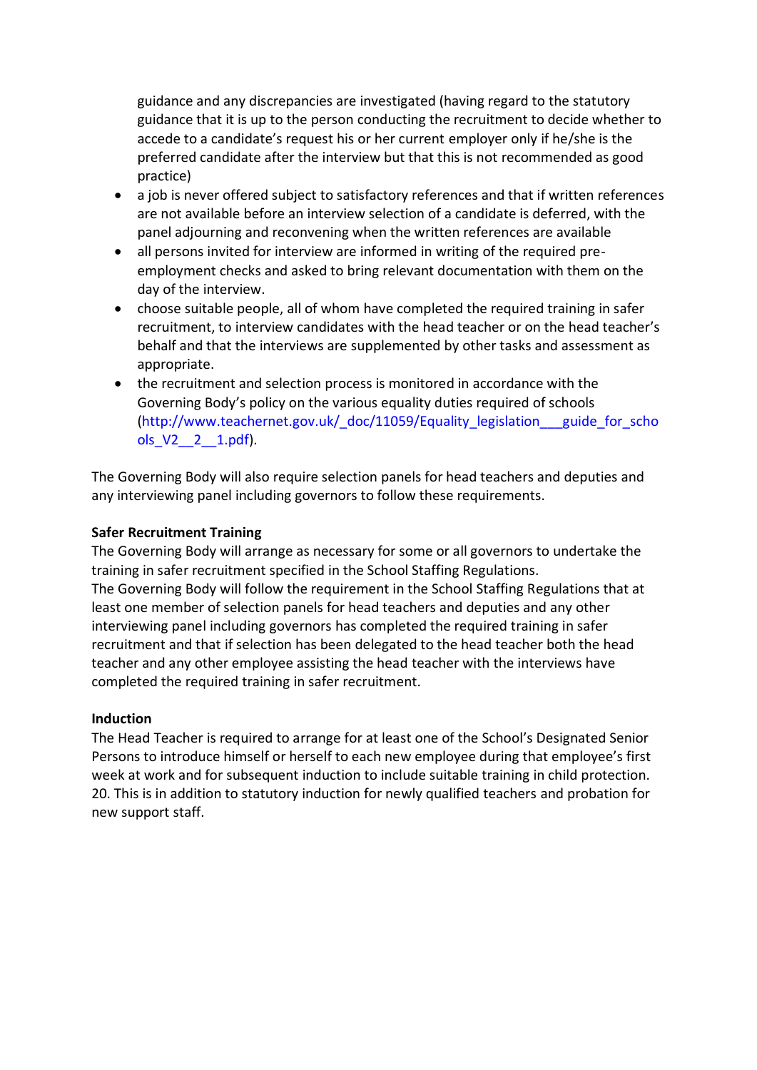guidance and any discrepancies are investigated (having regard to the statutory guidance that it is up to the person conducting the recruitment to decide whether to accede to a candidate's request his or her current employer only if he/she is the preferred candidate after the interview but that this is not recommended as good practice)

- a job is never offered subject to satisfactory references and that if written references are not available before an interview selection of a candidate is deferred, with the panel adjourning and reconvening when the written references are available
- all persons invited for interview are informed in writing of the required pre-employment checks and asked to bring relevant documentation with them on the day of the interview.
- choose suitable people, all of whom have completed the required training in safer recruitment, to interview candidates with the head teacher or on the head teacher's behalf and that the interviews are supplemented by other tasks and assessment as appropriate.
- the recruitment and selection process is monitored in accordance with the Governing Body's policy on the various equality duties required of schools (http://www.teachernet.gov.uk/_doc/11059/Equality_legislation___guide_for_schools_V2__2__1.pdf).

The Governing Body will also require selection panels for head teachers and deputies and any interviewing panel including governors to follow these requirements.

**Safer Recruitment Training**

The Governing Body will arrange as necessary for some or all governors to undertake the training in safer recruitment specified in the School Staffing Regulations.
The Governing Body will follow the requirement in the School Staffing Regulations that at least one member of selection panels for head teachers and deputies and any other interviewing panel including governors has completed the required training in safer recruitment and that if selection has been delegated to the head teacher both the head teacher and any other employee assisting the head teacher with the interviews have completed the required training in safer recruitment.

**Induction**

The Head Teacher is required to arrange for at least one of the School's Designated Senior Persons to introduce himself or herself to each new employee during that employee's first week at work and for subsequent induction to include suitable training in child protection. 20. This is in addition to statutory induction for newly qualified teachers and probation for new support staff.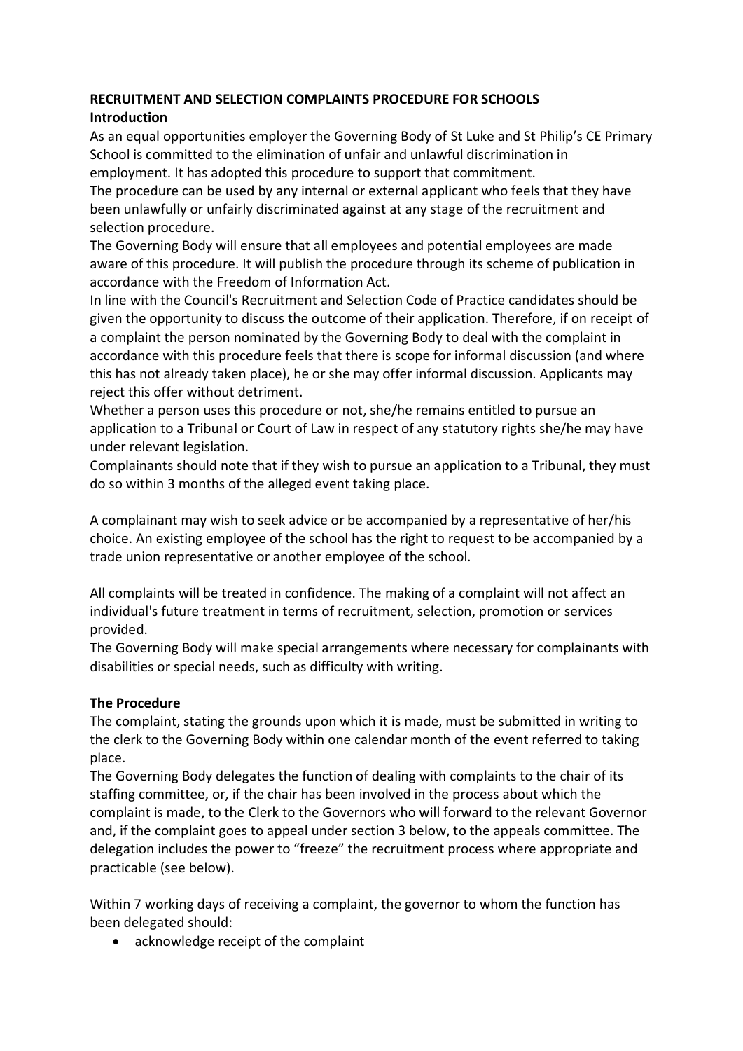**RECRUITMENT AND SELECTION COMPLAINTS PROCEDURE FOR SCHOOLS**

**Introduction**

As an equal opportunities employer the Governing Body of St Luke and St Philip's CE Primary School is committed to the elimination of unfair and unlawful discrimination in employment. It has adopted this procedure to support that commitment.

The procedure can be used by any internal or external applicant who feels that they have been unlawfully or unfairly discriminated against at any stage of the recruitment and selection procedure.

The Governing Body will ensure that all employees and potential employees are made aware of this procedure. It will publish the procedure through its scheme of publication in accordance with the Freedom of Information Act.

In line with the Council's Recruitment and Selection Code of Practice candidates should be given the opportunity to discuss the outcome of their application. Therefore, if on receipt of a complaint the person nominated by the Governing Body to deal with the complaint in accordance with this procedure feels that there is scope for informal discussion (and where this has not already taken place), he or she may offer informal discussion. Applicants may reject this offer without detriment.

Whether a person uses this procedure or not, she/he remains entitled to pursue an application to a Tribunal or Court of Law in respect of any statutory rights she/he may have under relevant legislation.

Complainants should note that if they wish to pursue an application to a Tribunal, they must do so within 3 months of the alleged event taking place.

A complainant may wish to seek advice or be accompanied by a representative of her/his choice. An existing employee of the school has the right to request to be accompanied by a trade union representative or another employee of the school.

All complaints will be treated in confidence. The making of a complaint will not affect an individual's future treatment in terms of recruitment, selection, promotion or services provided.

The Governing Body will make special arrangements where necessary for complainants with disabilities or special needs, such as difficulty with writing.

**The Procedure**

The complaint, stating the grounds upon which it is made, must be submitted in writing to the clerk to the Governing Body within one calendar month of the event referred to taking place.

The Governing Body delegates the function of dealing with complaints to the chair of its staffing committee, or, if the chair has been involved in the process about which the complaint is made, to the Clerk to the Governors who will forward to the relevant Governor and, if the complaint goes to appeal under section 3 below, to the appeals committee. The delegation includes the power to "freeze" the recruitment process where appropriate and practicable (see below).

Within 7 working days of receiving a complaint, the governor to whom the function has been delegated should:

- acknowledge receipt of the complaint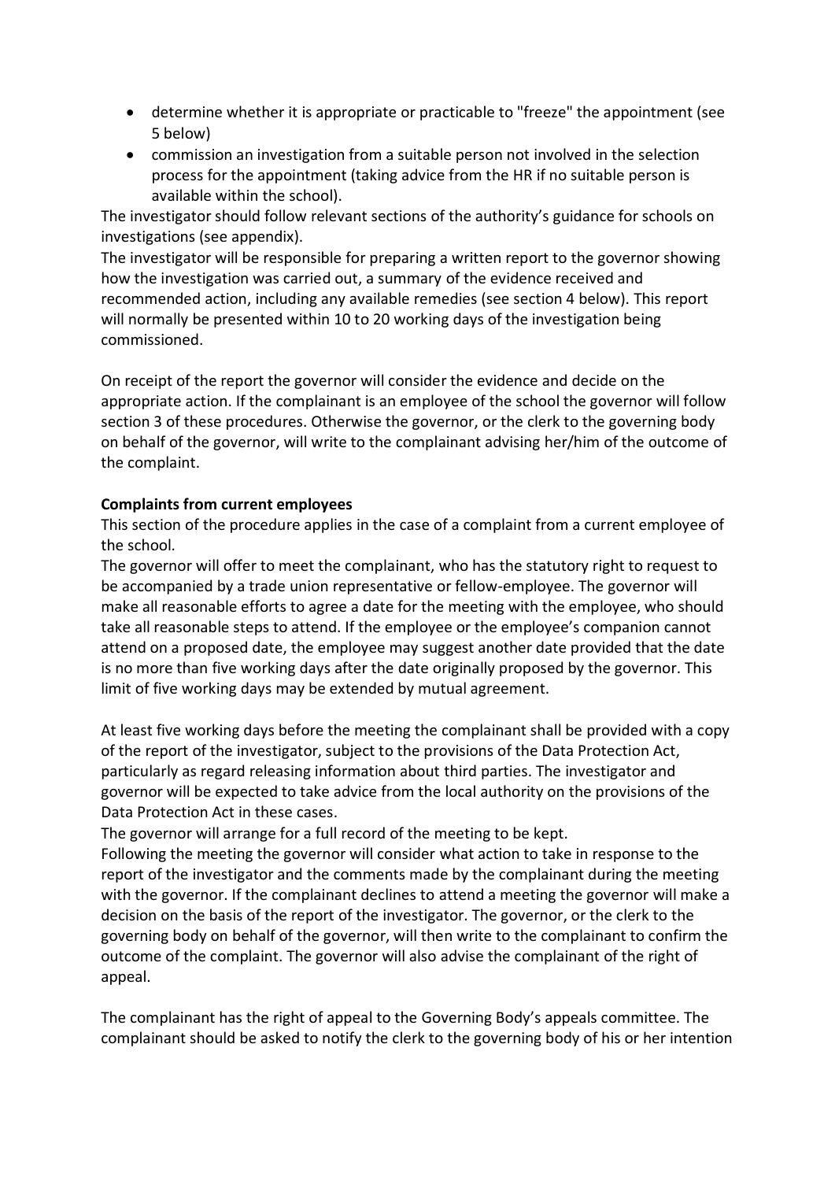- determine whether it is appropriate or practicable to "freeze" the appointment (see 5 below)
- commission an investigation from a suitable person not involved in the selection process for the appointment (taking advice from the HR if no suitable person is available within the school).

The investigator should follow relevant sections of the authority's guidance for schools on investigations (see appendix).

The investigator will be responsible for preparing a written report to the governor showing how the investigation was carried out, a summary of the evidence received and recommended action, including any available remedies (see section 4 below). This report will normally be presented within 10 to 20 working days of the investigation being commissioned.

On receipt of the report the governor will consider the evidence and decide on the appropriate action. If the complainant is an employee of the school the governor will follow section 3 of these procedures. Otherwise the governor, or the clerk to the governing body on behalf of the governor, will write to the complainant advising her/him of the outcome of the complaint.

**Complaints from current employees**

This section of the procedure applies in the case of a complaint from a current employee of the school.

The governor will offer to meet the complainant, who has the statutory right to request to be accompanied by a trade union representative or fellow-employee. The governor will make all reasonable efforts to agree a date for the meeting with the employee, who should take all reasonable steps to attend. If the employee or the employee's companion cannot attend on a proposed date, the employee may suggest another date provided that the date is no more than five working days after the date originally proposed by the governor. This limit of five working days may be extended by mutual agreement.

At least five working days before the meeting the complainant shall be provided with a copy of the report of the investigator, subject to the provisions of the Data Protection Act, particularly as regard releasing information about third parties. The investigator and governor will be expected to take advice from the local authority on the provisions of the Data Protection Act in these cases.

The governor will arrange for a full record of the meeting to be kept.

Following the meeting the governor will consider what action to take in response to the report of the investigator and the comments made by the complainant during the meeting with the governor. If the complainant declines to attend a meeting the governor will make a decision on the basis of the report of the investigator. The governor, or the clerk to the governing body on behalf of the governor, will then write to the complainant to confirm the outcome of the complaint. The governor will also advise the complainant of the right of appeal.

The complainant has the right of appeal to the Governing Body's appeals committee. The complainant should be asked to notify the clerk to the governing body of his or her intention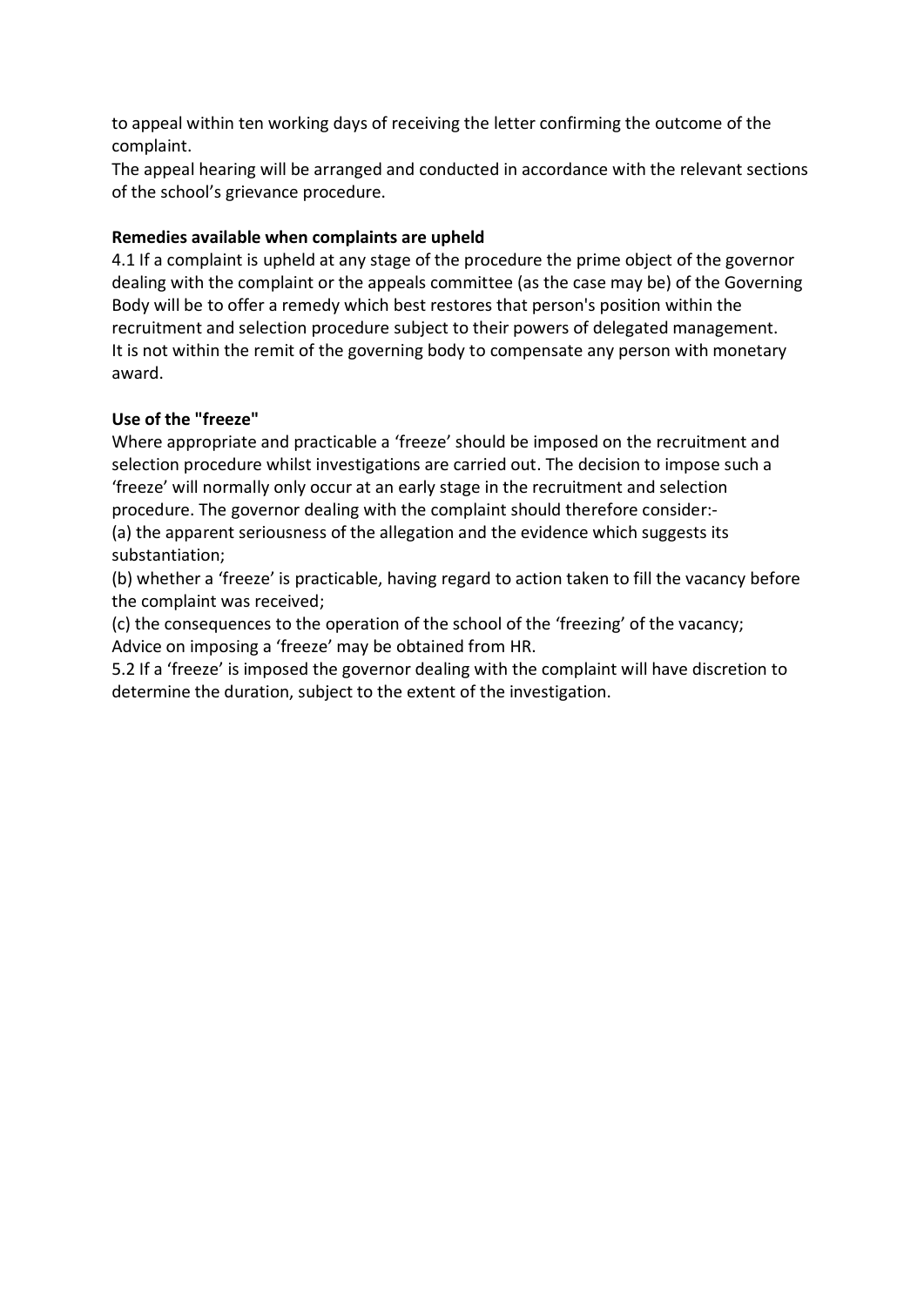to appeal within ten working days of receiving the letter confirming the outcome of the complaint.

The appeal hearing will be arranged and conducted in accordance with the relevant sections of the school's grievance procedure.

**Remedies available when complaints are upheld**

4.1 If a complaint is upheld at any stage of the procedure the prime object of the governor dealing with the complaint or the appeals committee (as the case may be) of the Governing Body will be to offer a remedy which best restores that person's position within the recruitment and selection procedure subject to their powers of delegated management. It is not within the remit of the governing body to compensate any person with monetary award.

**Use of the "freeze"**

Where appropriate and practicable a 'freeze' should be imposed on the recruitment and selection procedure whilst investigations are carried out. The decision to impose such a 'freeze' will normally only occur at an early stage in the recruitment and selection procedure. The governor dealing with the complaint should therefore consider:-

(a) the apparent seriousness of the allegation and the evidence which suggests its substantiation;

(b) whether a 'freeze' is practicable, having regard to action taken to fill the vacancy before the complaint was received;

(c) the consequences to the operation of the school of the 'freezing' of the vacancy;

Advice on imposing a 'freeze' may be obtained from HR.

5.2 If a 'freeze' is imposed the governor dealing with the complaint will have discretion to determine the duration, subject to the extent of the investigation.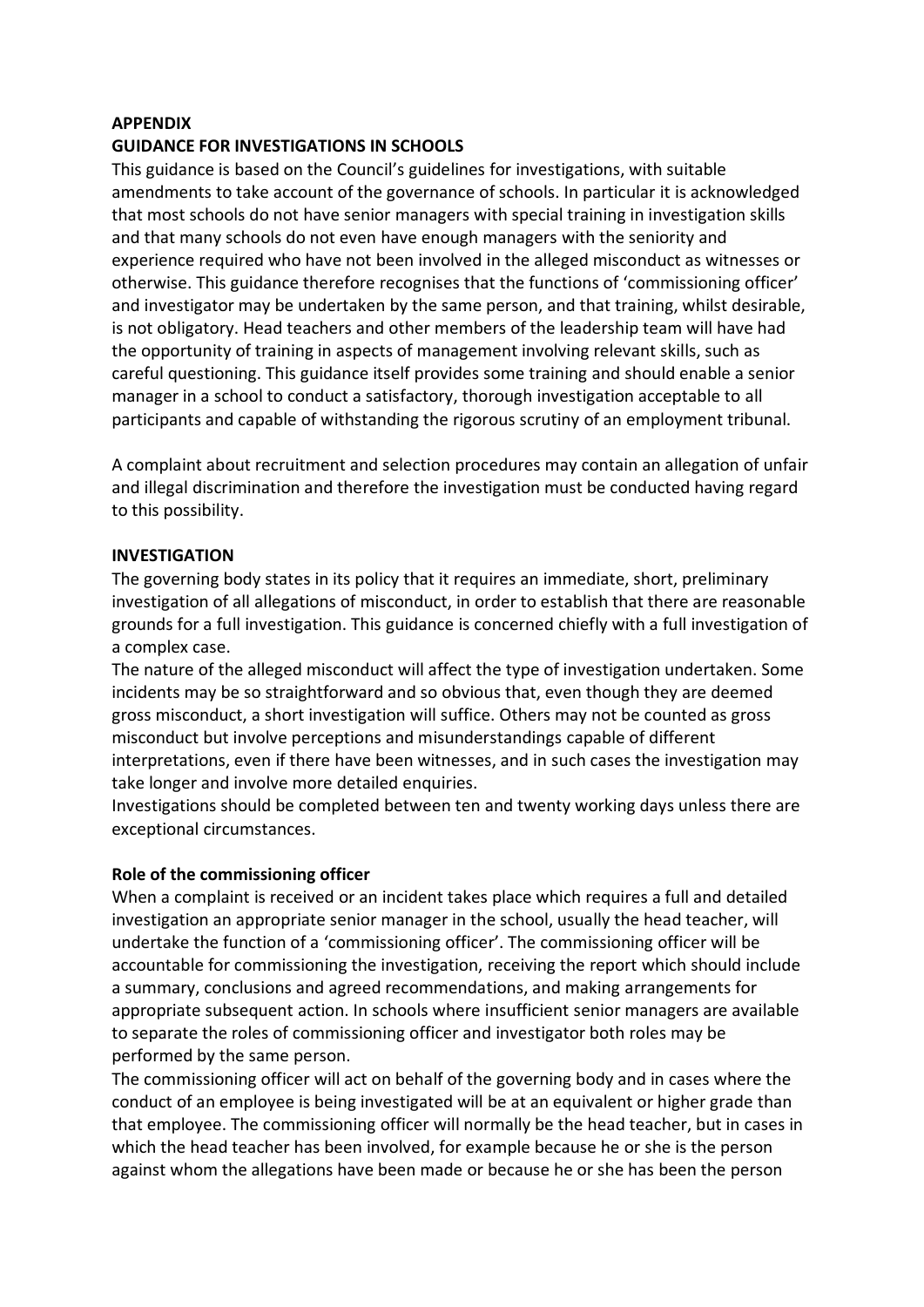**APPENDIX**

**GUIDANCE FOR INVESTIGATIONS IN SCHOOLS**

This guidance is based on the Council's guidelines for investigations, with suitable amendments to take account of the governance of schools. In particular it is acknowledged that most schools do not have senior managers with special training in investigation skills and that many schools do not even have enough managers with the seniority and experience required who have not been involved in the alleged misconduct as witnesses or otherwise. This guidance therefore recognises that the functions of 'commissioning officer' and investigator may be undertaken by the same person, and that training, whilst desirable, is not obligatory. Head teachers and other members of the leadership team will have had the opportunity of training in aspects of management involving relevant skills, such as careful questioning. This guidance itself provides some training and should enable a senior manager in a school to conduct a satisfactory, thorough investigation acceptable to all participants and capable of withstanding the rigorous scrutiny of an employment tribunal.

A complaint about recruitment and selection procedures may contain an allegation of unfair and illegal discrimination and therefore the investigation must be conducted having regard to this possibility.

**INVESTIGATION**

The governing body states in its policy that it requires an immediate, short, preliminary investigation of all allegations of misconduct, in order to establish that there are reasonable grounds for a full investigation. This guidance is concerned chiefly with a full investigation of a complex case.

The nature of the alleged misconduct will affect the type of investigation undertaken. Some incidents may be so straightforward and so obvious that, even though they are deemed gross misconduct, a short investigation will suffice. Others may not be counted as gross misconduct but involve perceptions and misunderstandings capable of different interpretations, even if there have been witnesses, and in such cases the investigation may take longer and involve more detailed enquiries.

Investigations should be completed between ten and twenty working days unless there are exceptional circumstances.

**Role of the commissioning officer**

When a complaint is received or an incident takes place which requires a full and detailed investigation an appropriate senior manager in the school, usually the head teacher, will undertake the function of a 'commissioning officer'. The commissioning officer will be accountable for commissioning the investigation, receiving the report which should include a summary, conclusions and agreed recommendations, and making arrangements for appropriate subsequent action. In schools where insufficient senior managers are available to separate the roles of commissioning officer and investigator both roles may be performed by the same person.

The commissioning officer will act on behalf of the governing body and in cases where the conduct of an employee is being investigated will be at an equivalent or higher grade than that employee. The commissioning officer will normally be the head teacher, but in cases in which the head teacher has been involved, for example because he or she is the person against whom the allegations have been made or because he or she has been the person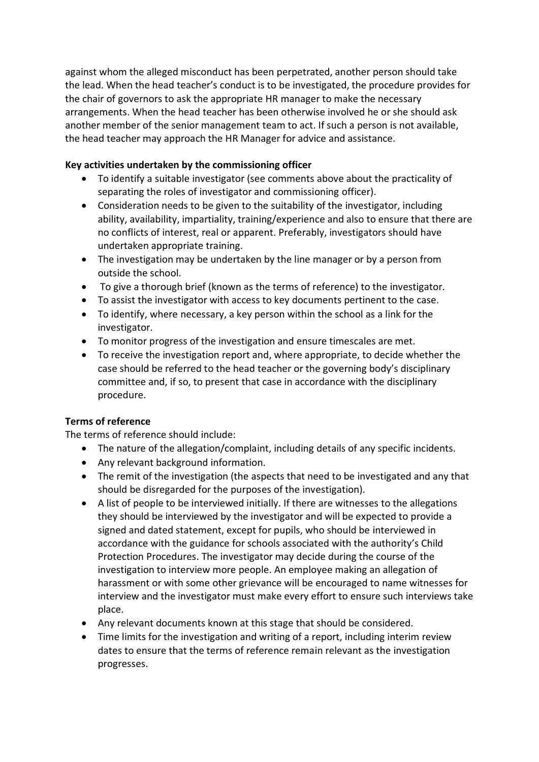against whom the alleged misconduct has been perpetrated, another person should take the lead. When the head teacher's conduct is to be investigated, the procedure provides for the chair of governors to ask the appropriate HR manager to make the necessary arrangements. When the head teacher has been otherwise involved he or she should ask another member of the senior management team to act. If such a person is not available, the head teacher may approach the HR Manager for advice and assistance.

**Key activities undertaken by the commissioning officer**

- To identify a suitable investigator (see comments above about the practicality of separating the roles of investigator and commissioning officer).
- Consideration needs to be given to the suitability of the investigator, including ability, availability, impartiality, training/experience and also to ensure that there are no conflicts of interest, real or apparent. Preferably, investigators should have undertaken appropriate training.
- The investigation may be undertaken by the line manager or by a person from outside the school.
- To give a thorough brief (known as the terms of reference) to the investigator.
- To assist the investigator with access to key documents pertinent to the case.
- To identify, where necessary, a key person within the school as a link for the investigator.
- To monitor progress of the investigation and ensure timescales are met.
- To receive the investigation report and, where appropriate, to decide whether the case should be referred to the head teacher or the governing body's disciplinary committee and, if so, to present that case in accordance with the disciplinary procedure.

**Terms of reference**

The terms of reference should include:

- The nature of the allegation/complaint, including details of any specific incidents.
- Any relevant background information.
- The remit of the investigation (the aspects that need to be investigated and any that should be disregarded for the purposes of the investigation).
- A list of people to be interviewed initially. If there are witnesses to the allegations they should be interviewed by the investigator and will be expected to provide a signed and dated statement, except for pupils, who should be interviewed in accordance with the guidance for schools associated with the authority's Child Protection Procedures. The investigator may decide during the course of the investigation to interview more people. An employee making an allegation of harassment or with some other grievance will be encouraged to name witnesses for interview and the investigator must make every effort to ensure such interviews take place.
- Any relevant documents known at this stage that should be considered.
- Time limits for the investigation and writing of a report, including interim review dates to ensure that the terms of reference remain relevant as the investigation progresses.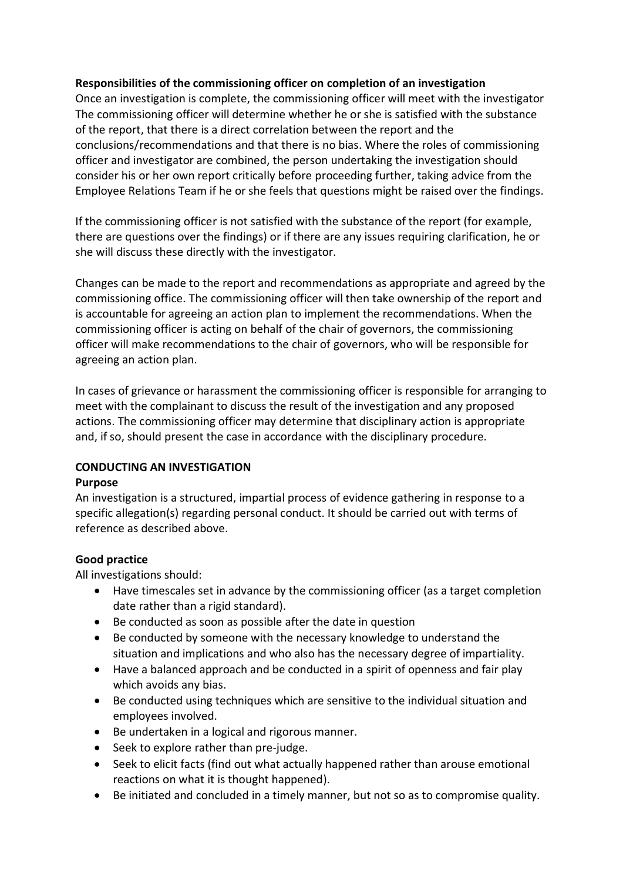**Responsibilities of the commissioning officer on completion of an investigation**
Once an investigation is complete, the commissioning officer will meet with the investigator The commissioning officer will determine whether he or she is satisfied with the substance of the report, that there is a direct correlation between the report and the conclusions/recommendations and that there is no bias. Where the roles of commissioning officer and investigator are combined, the person undertaking the investigation should consider his or her own report critically before proceeding further, taking advice from the Employee Relations Team if he or she feels that questions might be raised over the findings.

If the commissioning officer is not satisfied with the substance of the report (for example, there are questions over the findings) or if there are any issues requiring clarification, he or she will discuss these directly with the investigator.

Changes can be made to the report and recommendations as appropriate and agreed by the commissioning office. The commissioning officer will then take ownership of the report and is accountable for agreeing an action plan to implement the recommendations. When the commissioning officer is acting on behalf of the chair of governors, the commissioning officer will make recommendations to the chair of governors, who will be responsible for agreeing an action plan.

In cases of grievance or harassment the commissioning officer is responsible for arranging to meet with the complainant to discuss the result of the investigation and any proposed actions. The commissioning officer may determine that disciplinary action is appropriate and, if so, should present the case in accordance with the disciplinary procedure.

**CONDUCTING AN INVESTIGATION**

**Purpose**
An investigation is a structured, impartial process of evidence gathering in response to a specific allegation(s) regarding personal conduct. It should be carried out with terms of reference as described above.

**Good practice**
All investigations should:

- Have timescales set in advance by the commissioning officer (as a target completion date rather than a rigid standard).
- Be conducted as soon as possible after the date in question
- Be conducted by someone with the necessary knowledge to understand the situation and implications and who also has the necessary degree of impartiality.
- Have a balanced approach and be conducted in a spirit of openness and fair play which avoids any bias.
- Be conducted using techniques which are sensitive to the individual situation and employees involved.
- Be undertaken in a logical and rigorous manner.
- Seek to explore rather than pre-judge.
- Seek to elicit facts (find out what actually happened rather than arouse emotional reactions on what it is thought happened).
- Be initiated and concluded in a timely manner, but not so as to compromise quality.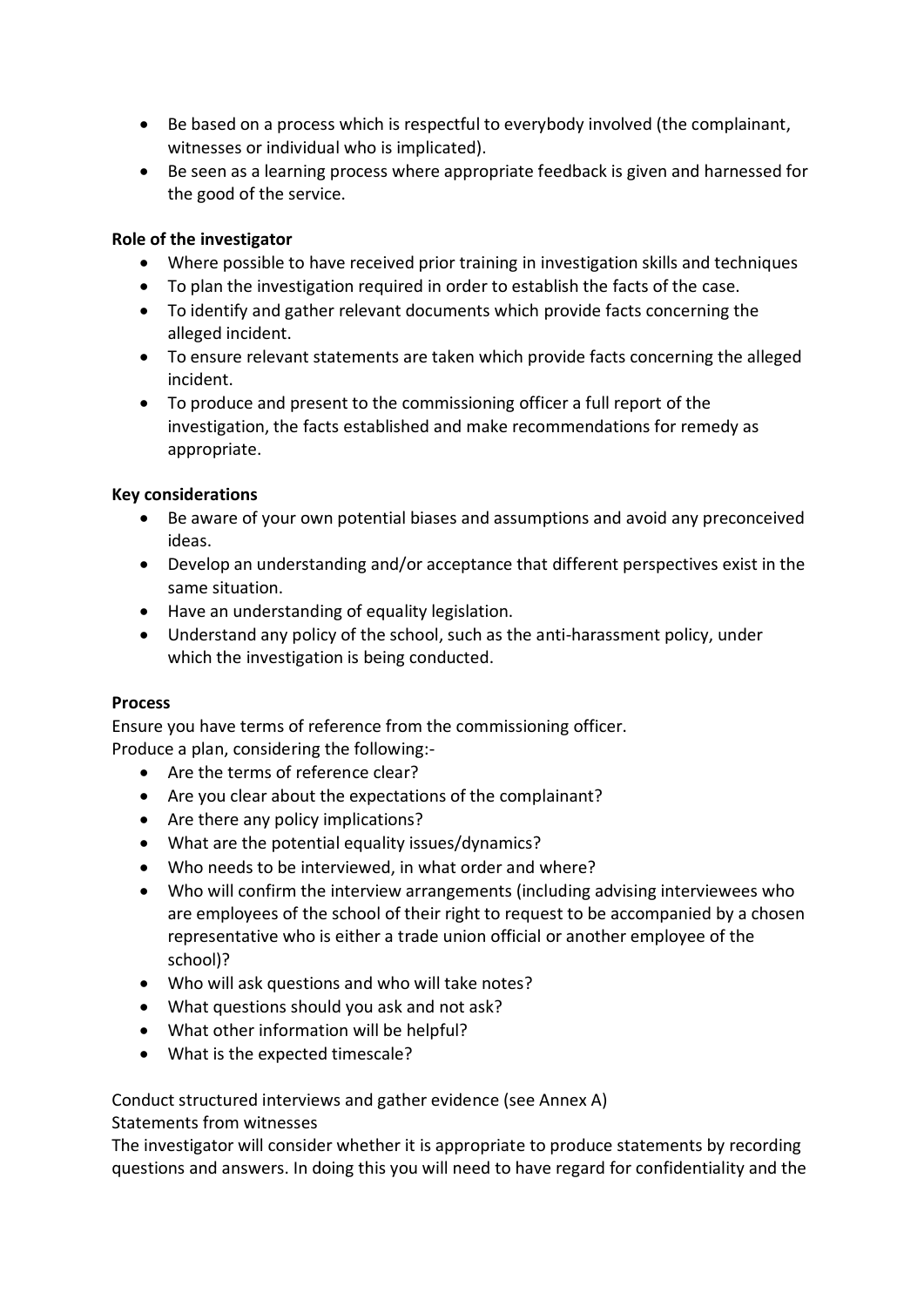- Be based on a process which is respectful to everybody involved (the complainant, witnesses or individual who is implicated).
- Be seen as a learning process where appropriate feedback is given and harnessed for the good of the service.

**Role of the investigator**

- Where possible to have received prior training in investigation skills and techniques
- To plan the investigation required in order to establish the facts of the case.
- To identify and gather relevant documents which provide facts concerning the alleged incident.
- To ensure relevant statements are taken which provide facts concerning the alleged incident.
- To produce and present to the commissioning officer a full report of the investigation, the facts established and make recommendations for remedy as appropriate.

**Key considerations**

- Be aware of your own potential biases and assumptions and avoid any preconceived ideas.
- Develop an understanding and/or acceptance that different perspectives exist in the same situation.
- Have an understanding of equality legislation.
- Understand any policy of the school, such as the anti-harassment policy, under which the investigation is being conducted.

**Process**

Ensure you have terms of reference from the commissioning officer.
Produce a plan, considering the following:-

- Are the terms of reference clear?
- Are you clear about the expectations of the complainant?
- Are there any policy implications?
- What are the potential equality issues/dynamics?
- Who needs to be interviewed, in what order and where?
- Who will confirm the interview arrangements (including advising interviewees who are employees of the school of their right to request to be accompanied by a chosen representative who is either a trade union official or another employee of the school)?
- Who will ask questions and who will take notes?
- What questions should you ask and not ask?
- What other information will be helpful?
- What is the expected timescale?

Conduct structured interviews and gather evidence (see Annex A)
Statements from witnesses
The investigator will consider whether it is appropriate to produce statements by recording questions and answers. In doing this you will need to have regard for confidentiality and the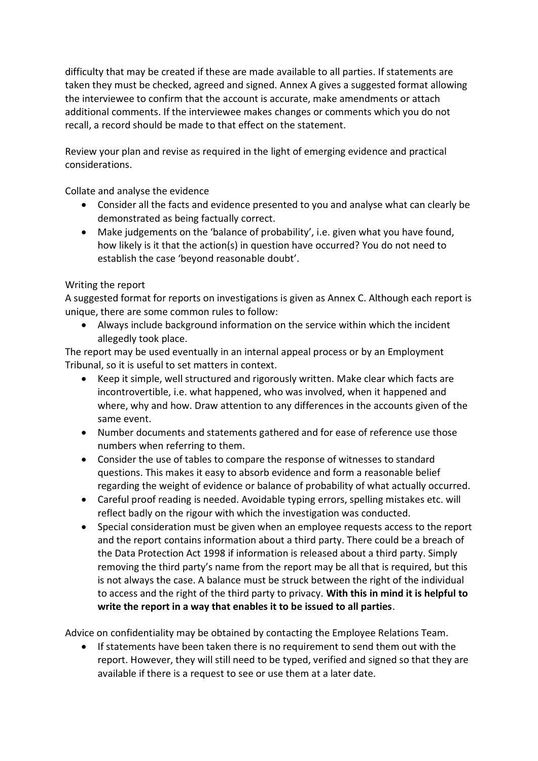difficulty that may be created if these are made available to all parties. If statements are taken they must be checked, agreed and signed. Annex A gives a suggested format allowing the interviewee to confirm that the account is accurate, make amendments or attach additional comments. If the interviewee makes changes or comments which you do not recall, a record should be made to that effect on the statement.

Review your plan and revise as required in the light of emerging evidence and practical considerations.

Collate and analyse the evidence

- Consider all the facts and evidence presented to you and analyse what can clearly be demonstrated as being factually correct.
- Make judgements on the 'balance of probability', i.e. given what you have found, how likely is it that the action(s) in question have occurred? You do not need to establish the case 'beyond reasonable doubt'.

Writing the report

A suggested format for reports on investigations is given as Annex C. Although each report is unique, there are some common rules to follow:

- Always include background information on the service within which the incident allegedly took place.

The report may be used eventually in an internal appeal process or by an Employment Tribunal, so it is useful to set matters in context.

- Keep it simple, well structured and rigorously written. Make clear which facts are incontrovertible, i.e. what happened, who was involved, when it happened and where, why and how. Draw attention to any differences in the accounts given of the same event.
- Number documents and statements gathered and for ease of reference use those numbers when referring to them.
- Consider the use of tables to compare the response of witnesses to standard questions. This makes it easy to absorb evidence and form a reasonable belief regarding the weight of evidence or balance of probability of what actually occurred.
- Careful proof reading is needed. Avoidable typing errors, spelling mistakes etc. will reflect badly on the rigour with which the investigation was conducted.
- Special consideration must be given when an employee requests access to the report and the report contains information about a third party. There could be a breach of the Data Protection Act 1998 if information is released about a third party. Simply removing the third party's name from the report may be all that is required, but this is not always the case. A balance must be struck between the right of the individual to access and the right of the third party to privacy. **With this in mind it is helpful to write the report in a way that enables it to be issued to all parties**.

Advice on confidentiality may be obtained by contacting the Employee Relations Team.

- If statements have been taken there is no requirement to send them out with the report. However, they will still need to be typed, verified and signed so that they are available if there is a request to see or use them at a later date.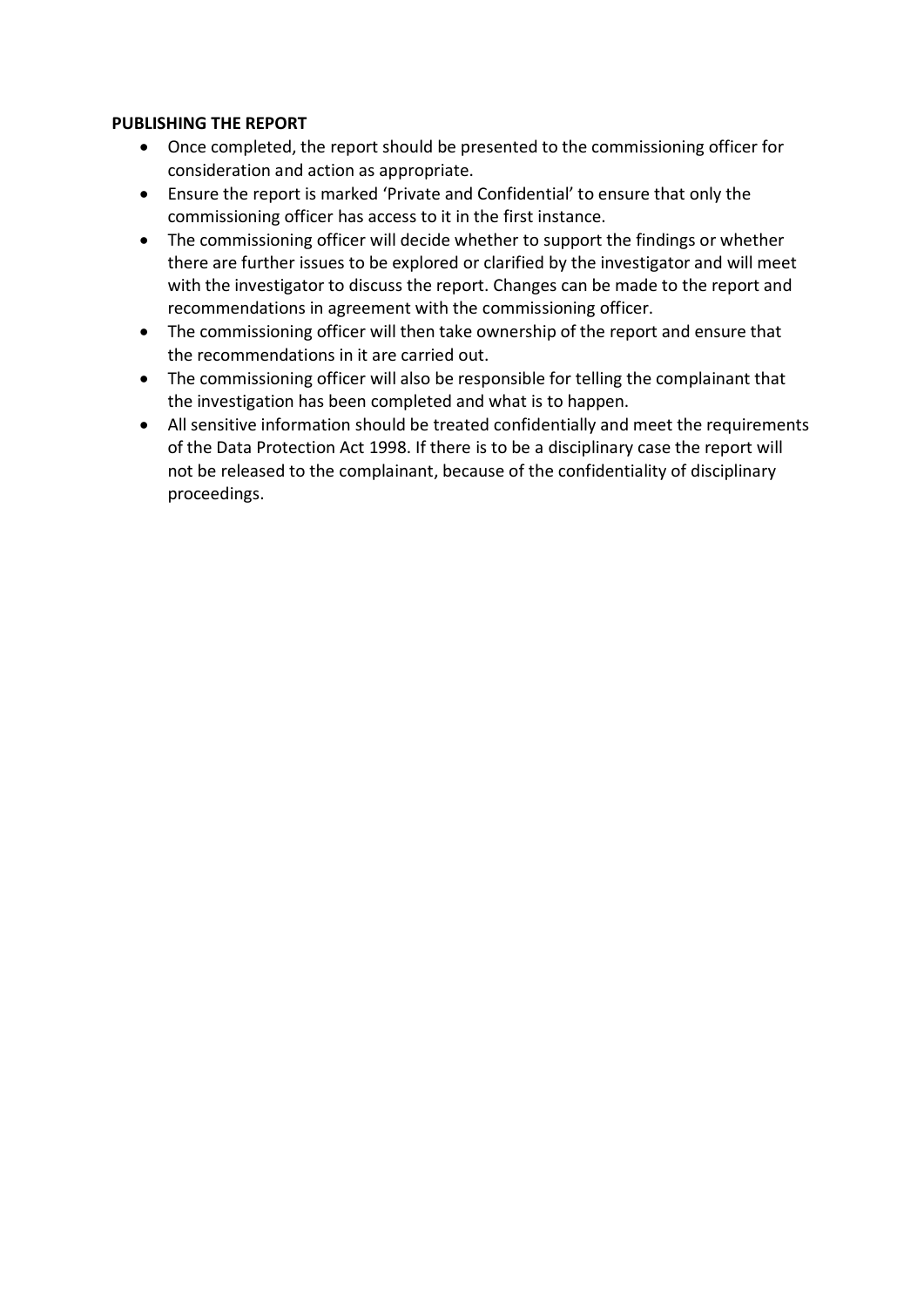**PUBLISHING THE REPORT**

- Once completed, the report should be presented to the commissioning officer for consideration and action as appropriate.
- Ensure the report is marked 'Private and Confidential' to ensure that only the commissioning officer has access to it in the first instance.
- The commissioning officer will decide whether to support the findings or whether there are further issues to be explored or clarified by the investigator and will meet with the investigator to discuss the report. Changes can be made to the report and recommendations in agreement with the commissioning officer.
- The commissioning officer will then take ownership of the report and ensure that the recommendations in it are carried out.
- The commissioning officer will also be responsible for telling the complainant that the investigation has been completed and what is to happen.
- All sensitive information should be treated confidentially and meet the requirements of the Data Protection Act 1998. If there is to be a disciplinary case the report will not be released to the complainant, because of the confidentiality of disciplinary proceedings.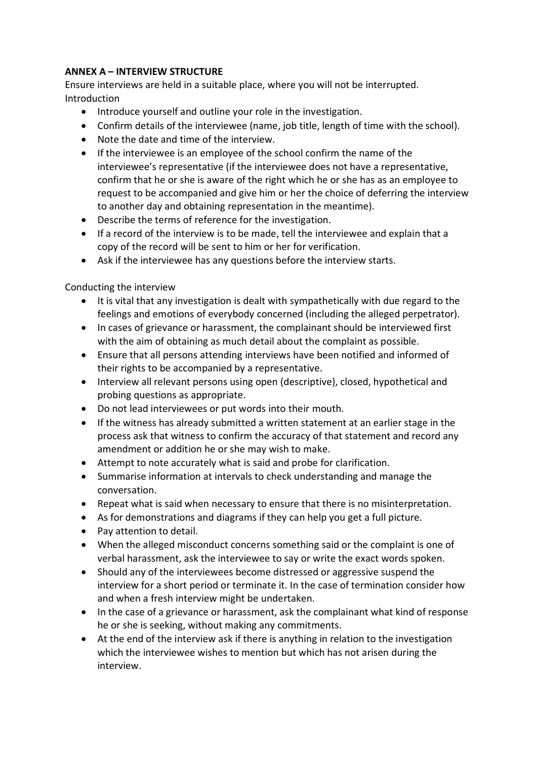**ANNEX A – INTERVIEW STRUCTURE**

Ensure interviews are held in a suitable place, where you will not be interrupted.

Introduction

- Introduce yourself and outline your role in the investigation.
- Confirm details of the interviewee (name, job title, length of time with the school).
- Note the date and time of the interview.
- If the interviewee is an employee of the school confirm the name of the interviewee's representative (if the interviewee does not have a representative, confirm that he or she is aware of the right which he or she has as an employee to request to be accompanied and give him or her the choice of deferring the interview to another day and obtaining representation in the meantime).
- Describe the terms of reference for the investigation.
- If a record of the interview is to be made, tell the interviewee and explain that a copy of the record will be sent to him or her for verification.
- Ask if the interviewee has any questions before the interview starts.

Conducting the interview

- It is vital that any investigation is dealt with sympathetically with due regard to the feelings and emotions of everybody concerned (including the alleged perpetrator).
- In cases of grievance or harassment, the complainant should be interviewed first with the aim of obtaining as much detail about the complaint as possible.
- Ensure that all persons attending interviews have been notified and informed of their rights to be accompanied by a representative.
- Interview all relevant persons using open (descriptive), closed, hypothetical and probing questions as appropriate.
- Do not lead interviewees or put words into their mouth.
- If the witness has already submitted a written statement at an earlier stage in the process ask that witness to confirm the accuracy of that statement and record any amendment or addition he or she may wish to make.
- Attempt to note accurately what is said and probe for clarification.
- Summarise information at intervals to check understanding and manage the conversation.
- Repeat what is said when necessary to ensure that there is no misinterpretation.
- As for demonstrations and diagrams if they can help you get a full picture.
- Pay attention to detail.
- When the alleged misconduct concerns something said or the complaint is one of verbal harassment, ask the interviewee to say or write the exact words spoken.
- Should any of the interviewees become distressed or aggressive suspend the interview for a short period or terminate it. In the case of termination consider how and when a fresh interview might be undertaken.
- In the case of a grievance or harassment, ask the complainant what kind of response he or she is seeking, without making any commitments.
- At the end of the interview ask if there is anything in relation to the investigation which the interviewee wishes to mention but which has not arisen during the interview.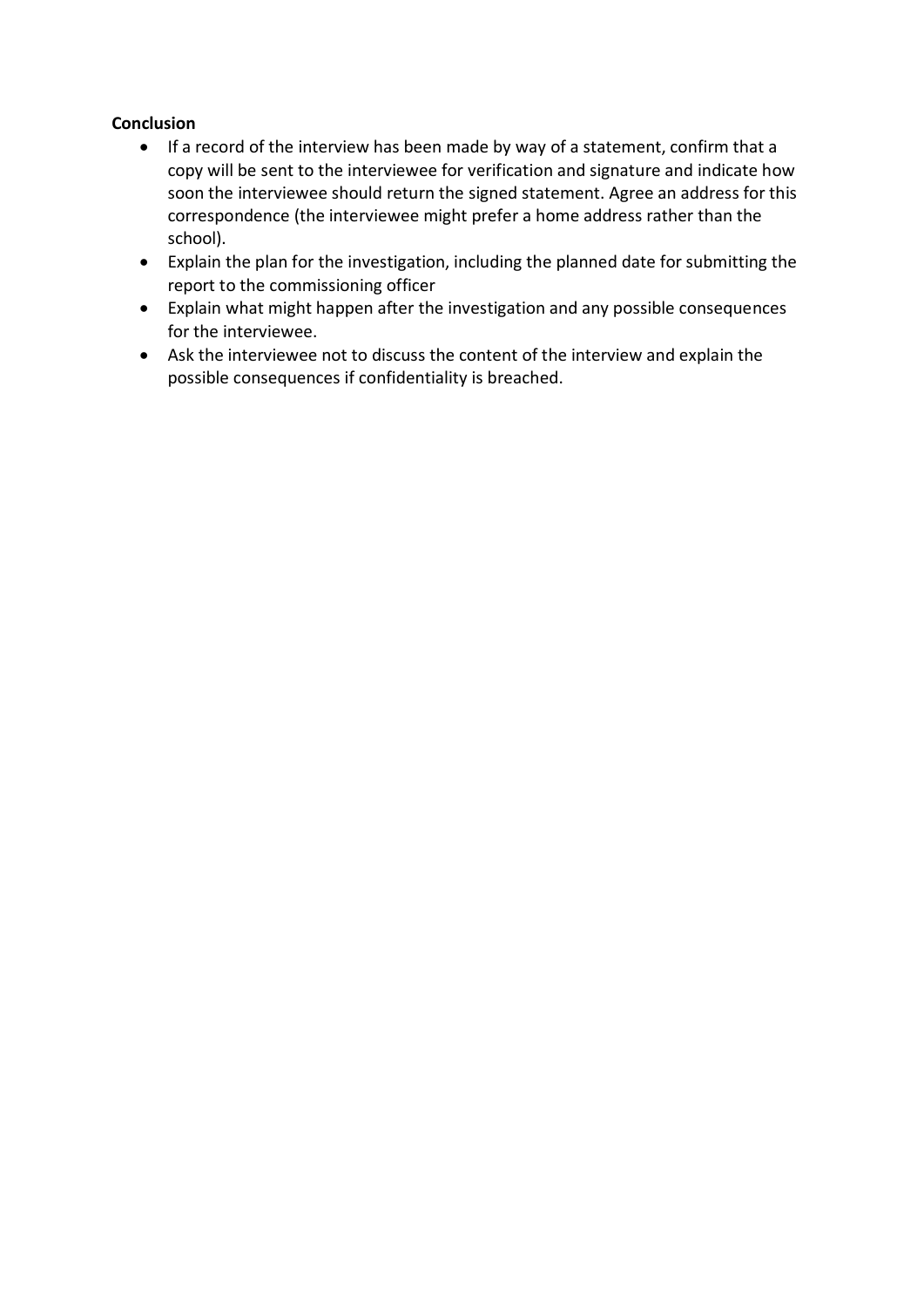**Conclusion**

- If a record of the interview has been made by way of a statement, confirm that a copy will be sent to the interviewee for verification and signature and indicate how soon the interviewee should return the signed statement. Agree an address for this correspondence (the interviewee might prefer a home address rather than the school).
- Explain the plan for the investigation, including the planned date for submitting the report to the commissioning officer
- Explain what might happen after the investigation and any possible consequences for the interviewee.
- Ask the interviewee not to discuss the content of the interview and explain the possible consequences if confidentiality is breached.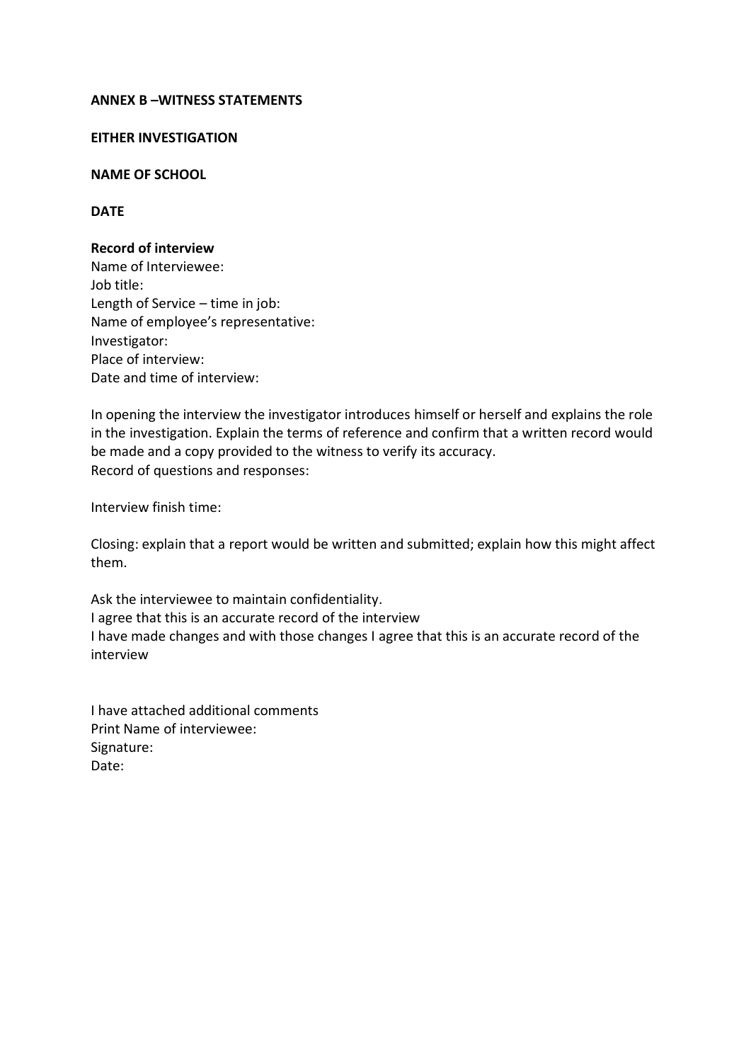**ANNEX B –WITNESS STATEMENTS**

**EITHER INVESTIGATION**

**NAME OF SCHOOL**

**DATE**

**Record of interview**
Name of Interviewee:
Job title:
Length of Service – time in job:
Name of employee's representative:
Investigator:
Place of interview:
Date and time of interview:

In opening the interview the investigator introduces himself or herself and explains the role in the investigation. Explain the terms of reference and confirm that a written record would be made and a copy provided to the witness to verify its accuracy.
Record of questions and responses:

Interview finish time:

Closing: explain that a report would be written and submitted; explain how this might affect them.

Ask the interviewee to maintain confidentiality.
I agree that this is an accurate record of the interview
I have made changes and with those changes I agree that this is an accurate record of the interview

I have attached additional comments
Print Name of interviewee:
Signature:
Date: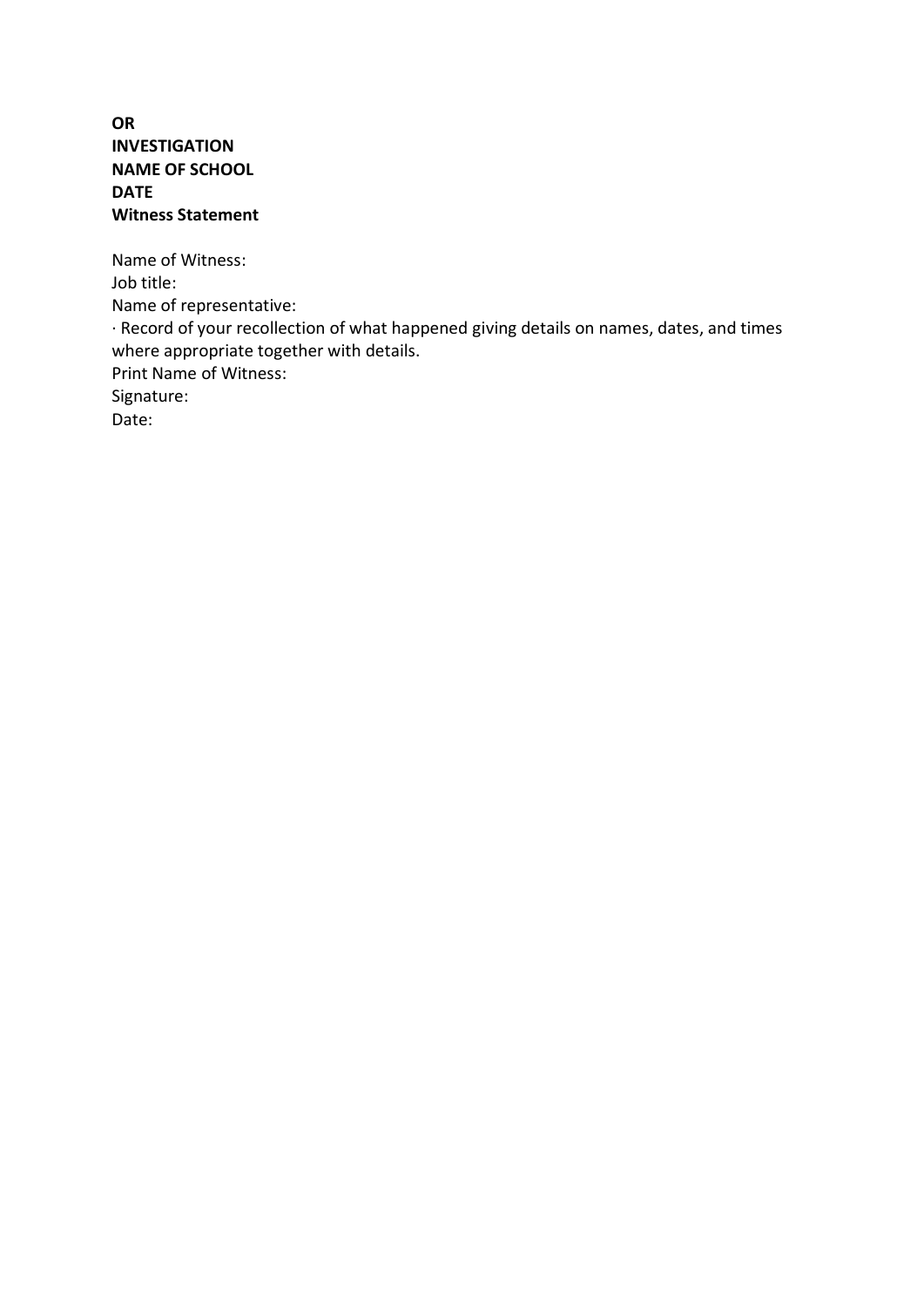**OR**
**INVESTIGATION**
**NAME OF SCHOOL**
**DATE**
**Witness Statement**

Name of Witness:
Job title:
Name of representative:
· Record of your recollection of what happened giving details on names, dates, and times where appropriate together with details.
Print Name of Witness:
Signature:
Date: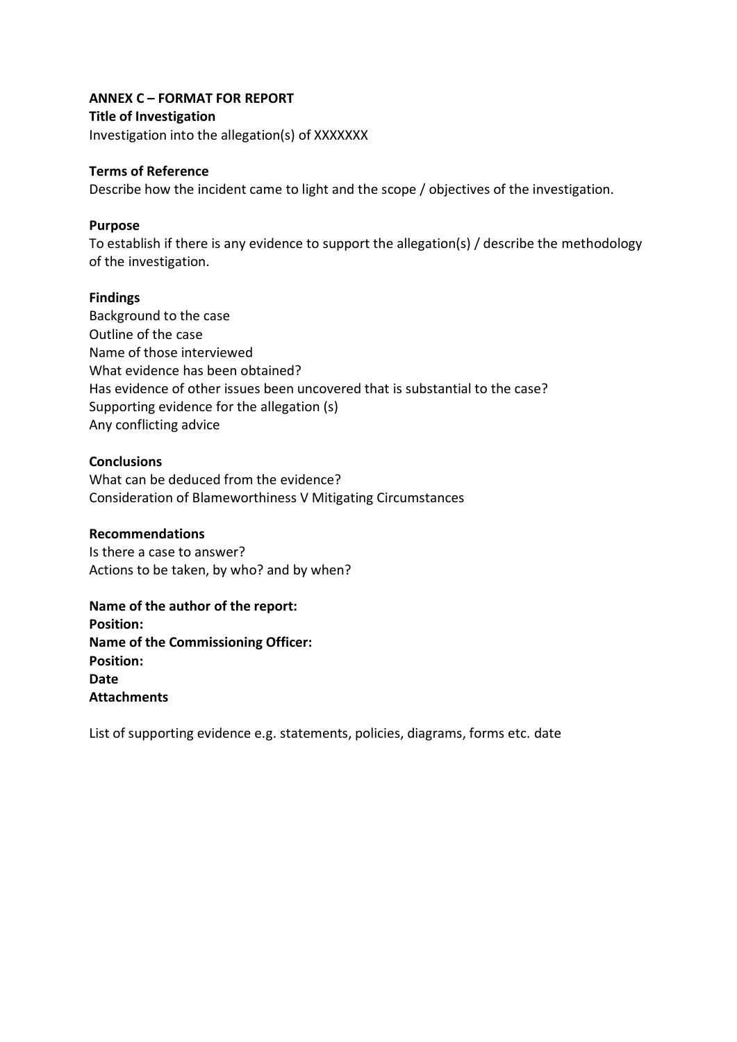## ANNEX C – FORMAT FOR REPORT

**Title of Investigation**

Investigation into the allegation(s) of XXXXXXX

**Terms of Reference**

Describe how the incident came to light and the scope / objectives of the investigation.

**Purpose**

To establish if there is any evidence to support the allegation(s) / describe the methodology of the investigation.

**Findings**

Background to the case
Outline of the case
Name of those interviewed
What evidence has been obtained?
Has evidence of other issues been uncovered that is substantial to the case?
Supporting evidence for the allegation (s)
Any conflicting advice

**Conclusions**

What can be deduced from the evidence?
Consideration of Blameworthiness V Mitigating Circumstances

**Recommendations**

Is there a case to answer?
Actions to be taken, by who? and by when?

**Name of the author of the report:**
**Position:**
**Name of the Commissioning Officer:**
**Position:**
**Date**
**Attachments**

List of supporting evidence e.g. statements, policies, diagrams, forms etc. date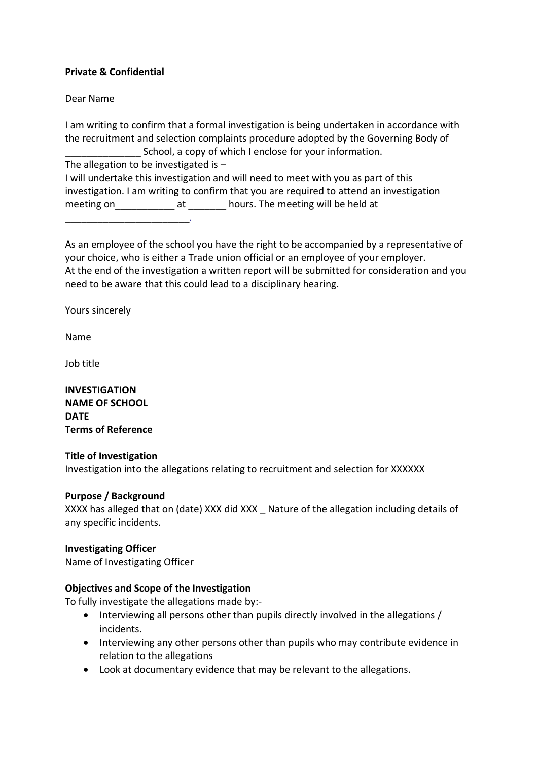**Private & Confidential**

Dear Name

I am writing to confirm that a formal investigation is being undertaken in accordance with the recruitment and selection complaints procedure adopted by the Governing Body of _____________ School, a copy of which I enclose for your information.
The allegation to be investigated is –
I will undertake this investigation and will need to meet with you as part of this investigation. I am writing to confirm that you are required to attend an investigation meeting on___________ at _______ hours. The meeting will be held at _______________________.

As an employee of the school you have the right to be accompanied by a representative of your choice, who is either a Trade union official or an employee of your employer.
At the end of the investigation a written report will be submitted for consideration and you need to be aware that this could lead to a disciplinary hearing.

Yours sincerely

Name

Job title

**INVESTIGATION**
**NAME OF SCHOOL**
**DATE**
**Terms of Reference**

**Title of Investigation**
Investigation into the allegations relating to recruitment and selection for XXXXXX

**Purpose / Background**
XXXX has alleged that on (date) XXX did XXX _ Nature of the allegation including details of any specific incidents.

**Investigating Officer**
Name of Investigating Officer

**Objectives and Scope of the Investigation**
To fully investigate the allegations made by:-

- Interviewing all persons other than pupils directly involved in the allegations / incidents.
- Interviewing any other persons other than pupils who may contribute evidence in relation to the allegations
- Look at documentary evidence that may be relevant to the allegations.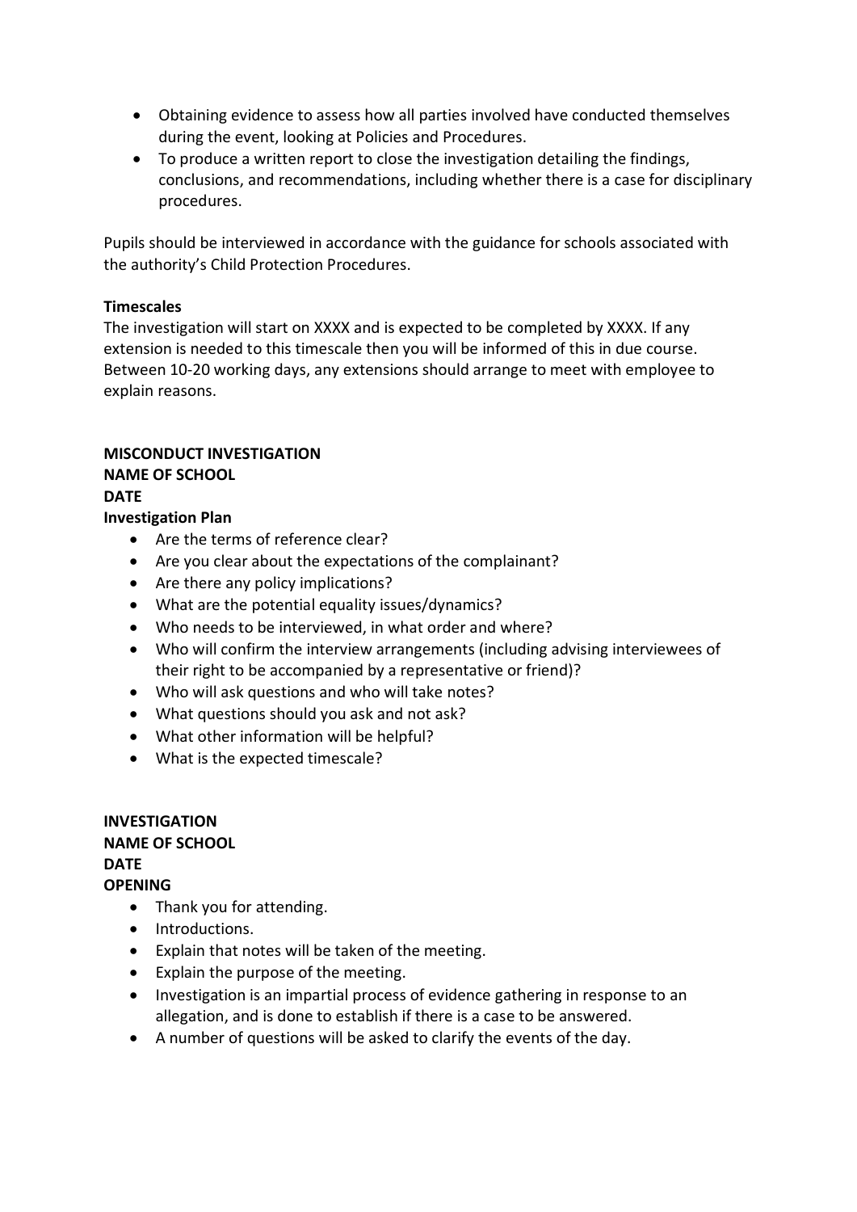- Obtaining evidence to assess how all parties involved have conducted themselves during the event, looking at Policies and Procedures.
- To produce a written report to close the investigation detailing the findings, conclusions, and recommendations, including whether there is a case for disciplinary procedures.

Pupils should be interviewed in accordance with the guidance for schools associated with the authority's Child Protection Procedures.

**Timescales**

The investigation will start on XXXX and is expected to be completed by XXXX. If any extension is needed to this timescale then you will be informed of this in due course. Between 10-20 working days, any extensions should arrange to meet with employee to explain reasons.

**MISCONDUCT INVESTIGATION**
**NAME OF SCHOOL**
**DATE**
**Investigation Plan**

- Are the terms of reference clear?
- Are you clear about the expectations of the complainant?
- Are there any policy implications?
- What are the potential equality issues/dynamics?
- Who needs to be interviewed, in what order and where?
- Who will confirm the interview arrangements (including advising interviewees of their right to be accompanied by a representative or friend)?
- Who will ask questions and who will take notes?
- What questions should you ask and not ask?
- What other information will be helpful?
- What is the expected timescale?

**INVESTIGATION**
**NAME OF SCHOOL**
**DATE**
**OPENING**

- Thank you for attending.
- Introductions.
- Explain that notes will be taken of the meeting.
- Explain the purpose of the meeting.
- Investigation is an impartial process of evidence gathering in response to an allegation, and is done to establish if there is a case to be answered.
- A number of questions will be asked to clarify the events of the day.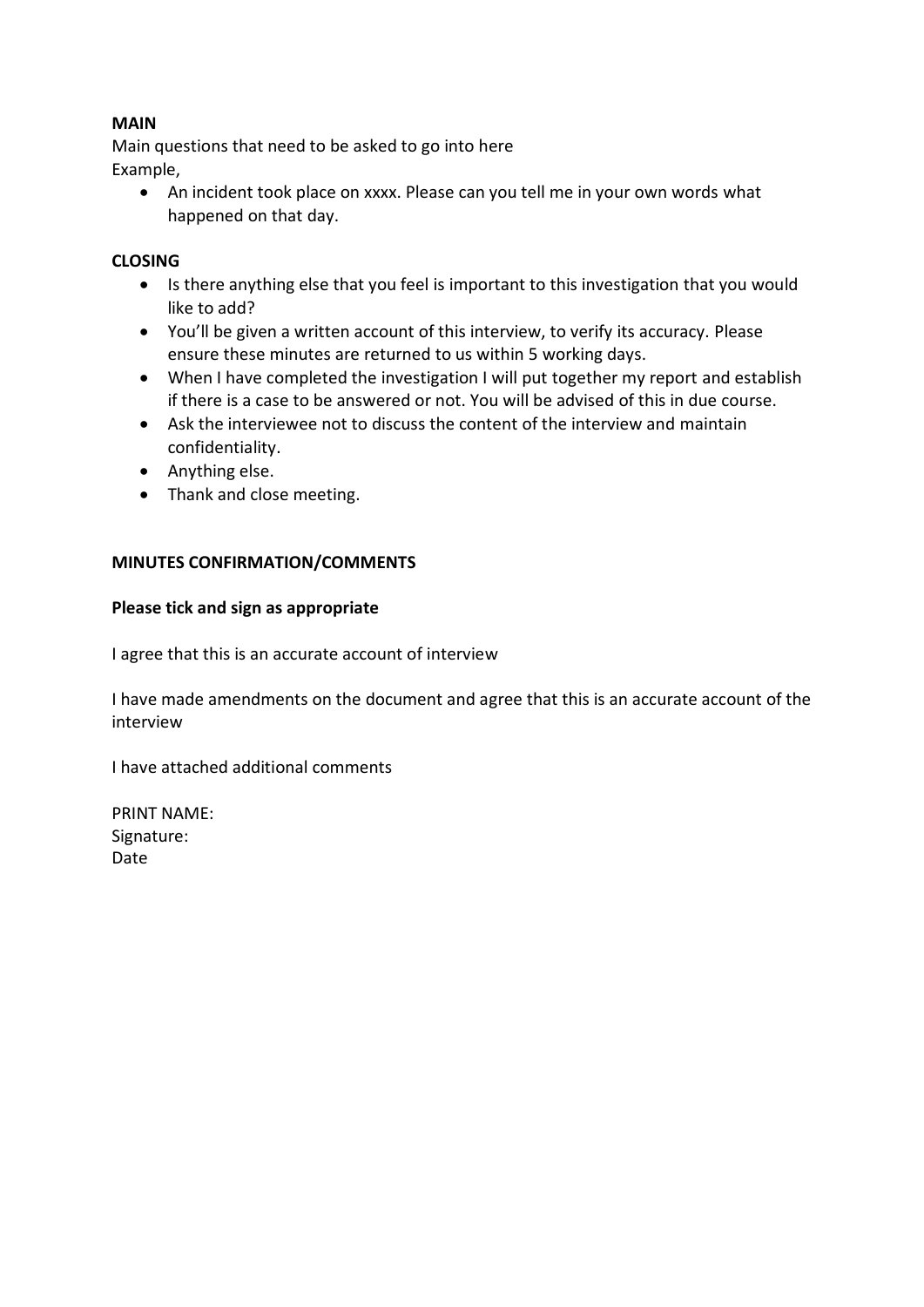**MAIN**

Main questions that need to be asked to go into here

Example,

- An incident took place on xxxx. Please can you tell me in your own words what happened on that day.

**CLOSING**

- Is there anything else that you feel is important to this investigation that you would like to add?
- You'll be given a written account of this interview, to verify its accuracy. Please ensure these minutes are returned to us within 5 working days.
- When I have completed the investigation I will put together my report and establish if there is a case to be answered or not. You will be advised of this in due course.
- Ask the interviewee not to discuss the content of the interview and maintain confidentiality.
- Anything else.
- Thank and close meeting.

**MINUTES CONFIRMATION/COMMENTS**

**Please tick and sign as appropriate**

I agree that this is an accurate account of interview

I have made amendments on the document and agree that this is an accurate account of the interview

I have attached additional comments

PRINT NAME:
Signature:
Date